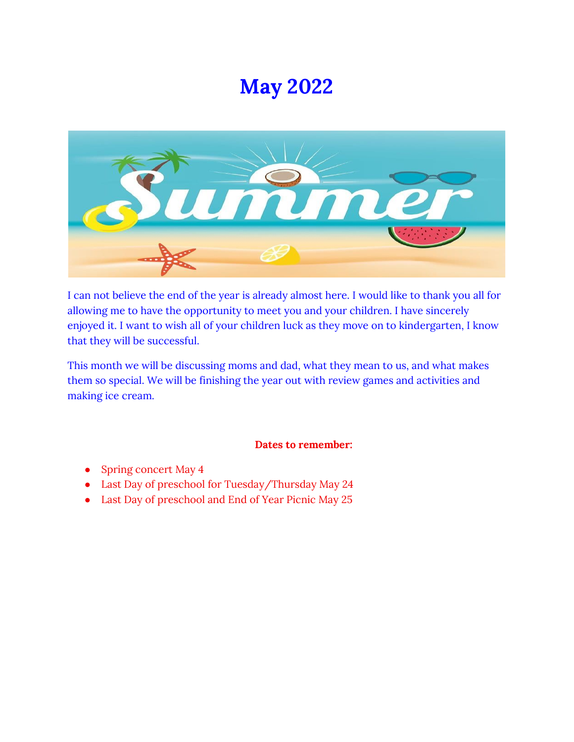# May 2022

I can not believe the end of the year is already almost here. I would like to thank you all for allowing me to have the opportunity to meet you and your children. I have sincerely enjoyed it. I want to wish all of your children luck as they move on to kindergarten, I know that they will be successful.

This month we will be discussing moms and dad, what they mean to us, and what makes them so special. We will be finishing the year out with review games and activities and making ice cream.

**Dates to remember:**

- Spring concert May 4
- Last Day of preschool for Tuesday/Thursday May 24
- Last Day of preschool and End of Year Picnic May 25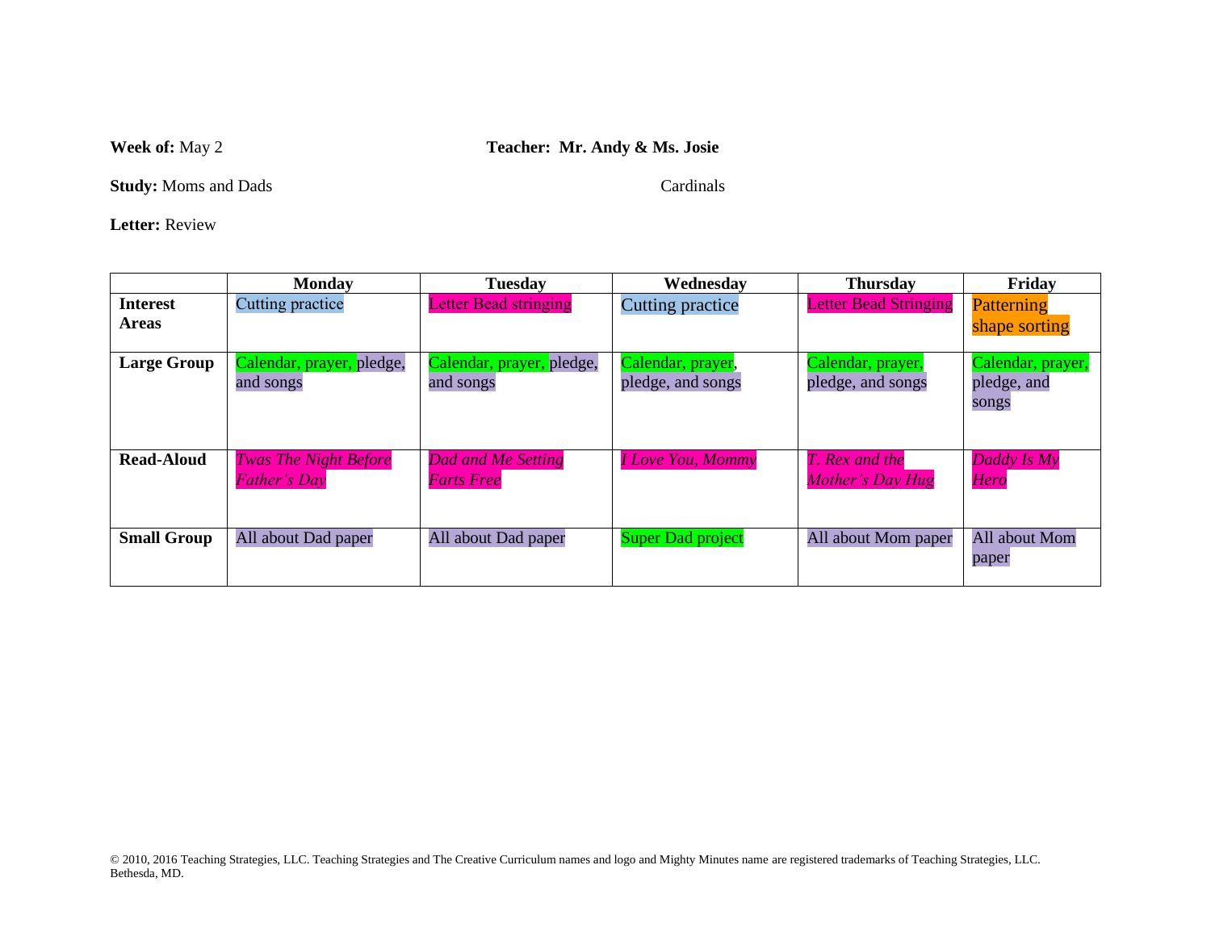**Week of:** May 2 **Teacher: Mr. Andy & Ms. Josie**

**Study:** Moms and Dads Cardinals

**Letter:** Review

| | Monday | Tuesday | Wednesday | Thursday | Friday |
|---|---|---|---|---|---|
| **Interest Areas** | Cutting practice | Letter Bead stringing | Cutting practice | Letter Bead Stringing | Patterning shape sorting |
| **Large Group** | Calendar, prayer, pledge, and songs | Calendar, prayer, pledge, and songs | Calendar, prayer, pledge, and songs | Calendar, prayer, pledge, and songs | Calendar, prayer, pledge, and songs |
| **Read-Aloud** | *Twas The Night Before Father's Day* | *Dad and Me Setting Farts Free* | *I Love You, Mommy* | *T. Rex and the Mother's Day Hug* | *Daddy Is My Hero* |
| **Small Group** | All about Dad paper | All about Dad paper | Super Dad project | All about Mom paper | All about Mom paper |

© 2010, 2016 Teaching Strategies, LLC. Teaching Strategies and The Creative Curriculum names and logo and Mighty Minutes name are registered trademarks of Teaching Strategies, LLC. Bethesda, MD.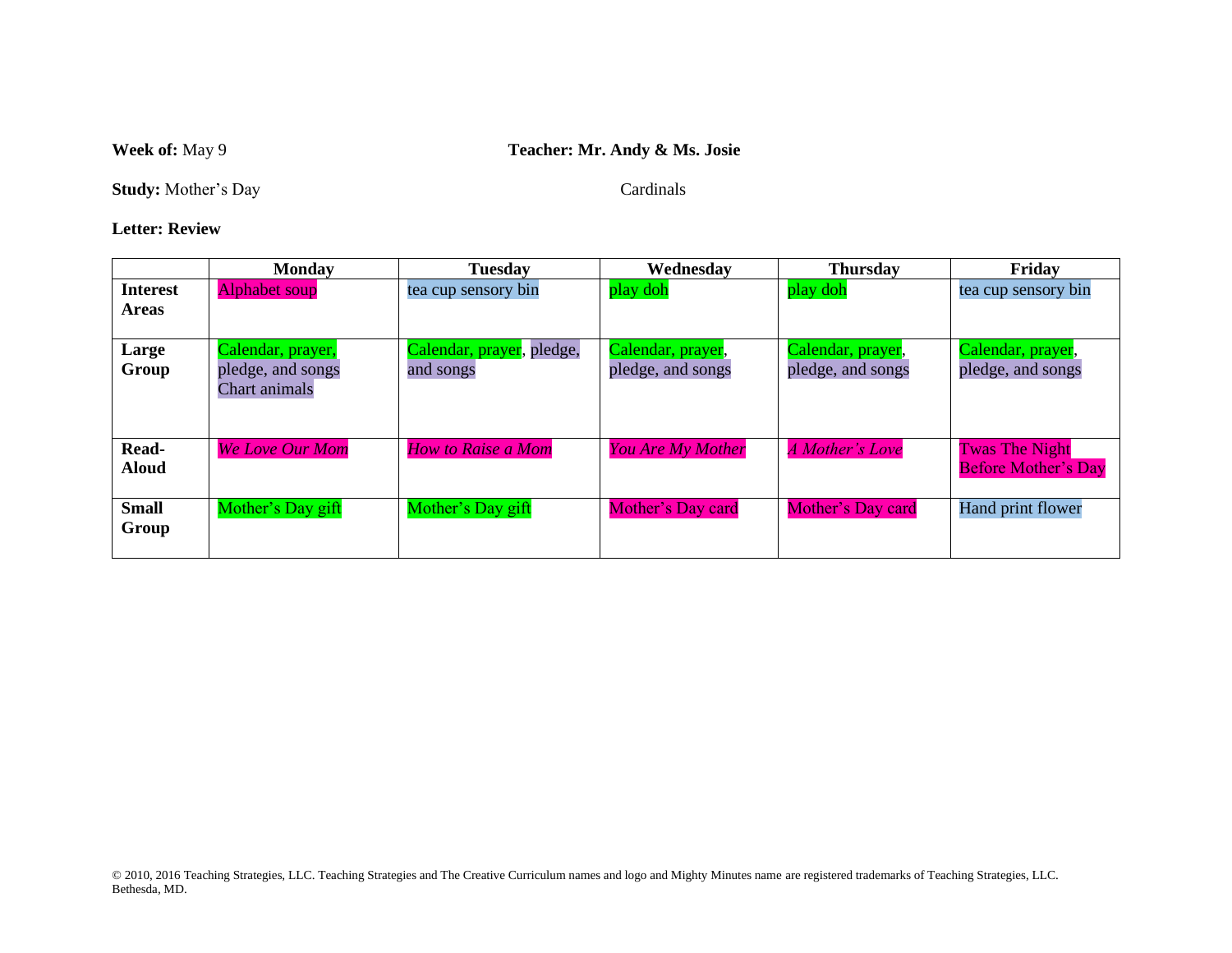**Week of:** May 9 **Teacher: Mr. Andy & Ms. Josie**

**Study:** Mother's Day Cardinals

**Letter: Review**

| | Monday | Tuesday | Wednesday | Thursday | Friday |
|---|---|---|---|---|---|
| **Interest Areas** | Alphabet soup | tea cup sensory bin | play doh | play doh | tea cup sensory bin |
| **Large Group** | Calendar, prayer, pledge, and songs Chart animals | Calendar, prayer, pledge, and songs | Calendar, prayer, pledge, and songs | Calendar, prayer, pledge, and songs | Calendar, prayer, pledge, and songs |
| **Read-Aloud** | *We Love Our Mom* | *How to Raise a Mom* | *You Are My Mother* | *A Mother's Love* | Twas The Night Before Mother's Day |
| **Small Group** | Mother's Day gift | Mother's Day gift | Mother's Day card | Mother's Day card | Hand print flower |

© 2010, 2016 Teaching Strategies, LLC. Teaching Strategies and The Creative Curriculum names and logo and Mighty Minutes name are registered trademarks of Teaching Strategies, LLC. Bethesda, MD.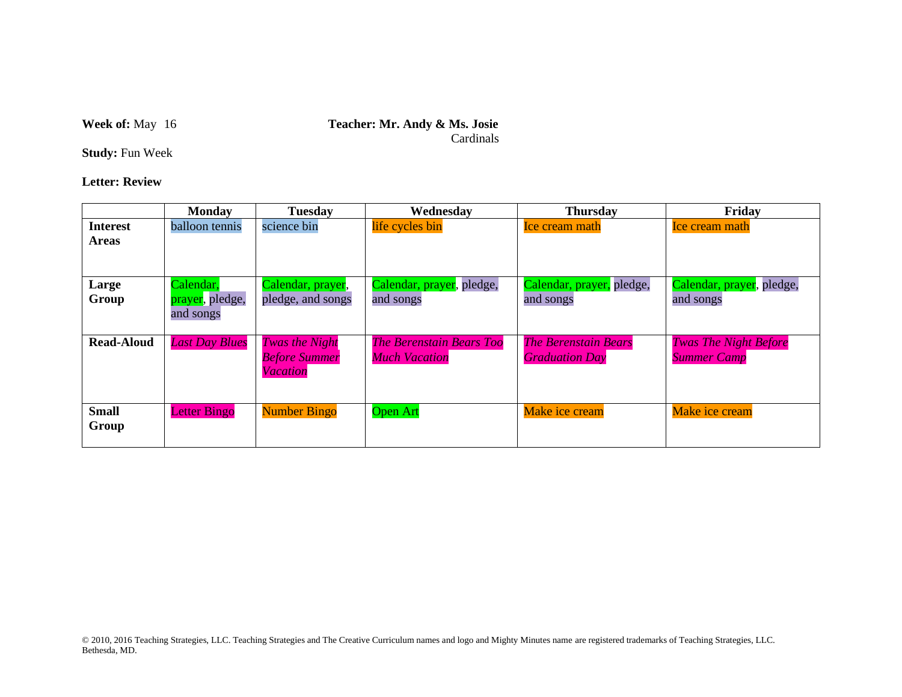**Week of:** May 16 **Teacher: Mr. Andy & Ms. Josie**

Cardinals

**Study:** Fun Week

**Letter: Review**

| | **Monday** | **Tuesday** | **Wednesday** | **Thursday** | **Friday** |
|---|---|---|---|---|---|
| **Interest Areas** | balloon tennis | science bin | life cycles bin | Ice cream math | Ice cream math |
| **Large Group** | Calendar, prayer, pledge, and songs | Calendar, prayer, pledge, and songs | Calendar, prayer, pledge, and songs | Calendar, prayer, pledge, and songs | Calendar, prayer, pledge, and songs |
| **Read-Aloud** | *Last Day Blues* | *Twas the Night Before Summer Vacation* | *The Berenstain Bears Too Much Vacation* | *The Berenstain Bears Graduation Day* | *Twas The Night Before Summer Camp* |
| **Small Group** | Letter Bingo | Number Bingo | Open Art | Make ice cream | Make ice cream |

© 2010, 2016 Teaching Strategies, LLC. Teaching Strategies and The Creative Curriculum names and logo and Mighty Minutes name are registered trademarks of Teaching Strategies, LLC. Bethesda, MD.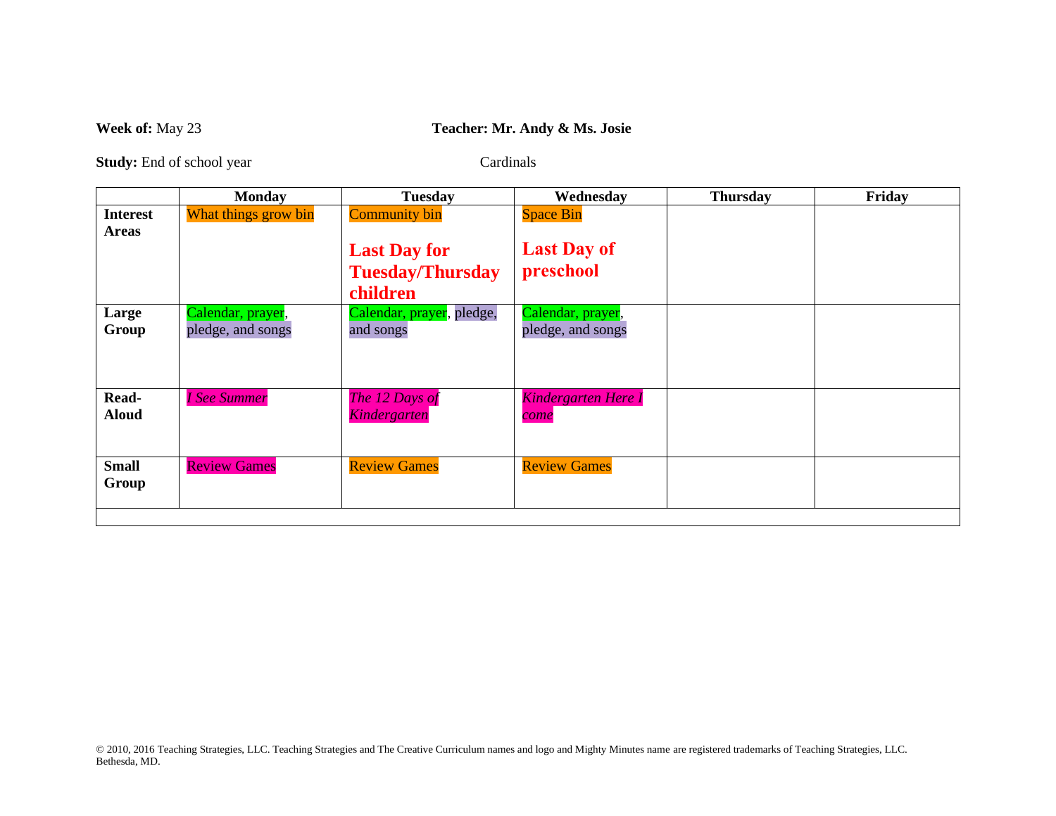**Week of:** May 23 **Teacher: Mr. Andy & Ms. Josie**

**Study:** End of school year Cardinals

| | Monday | Tuesday | Wednesday | Thursday | Friday |
|---|---|---|---|---|---|
| **Interest Areas** | What things grow bin | Community bin **Last Day for Tuesday/Thursday children** | Space Bin **Last Day of preschool** | | |
| **Large Group** | Calendar, prayer, pledge, and songs | Calendar, prayer, pledge, and songs | Calendar, prayer, pledge, and songs | | |
| **Read-Aloud** | *I See Summer* | *The 12 Days of Kindergarten* | *Kindergarten Here I come* | | |
| **Small Group** | Review Games | Review Games | Review Games | | |
| | | | | | |

© 2010, 2016 Teaching Strategies, LLC. Teaching Strategies and The Creative Curriculum names and logo and Mighty Minutes name are registered trademarks of Teaching Strategies, LLC. Bethesda, MD.